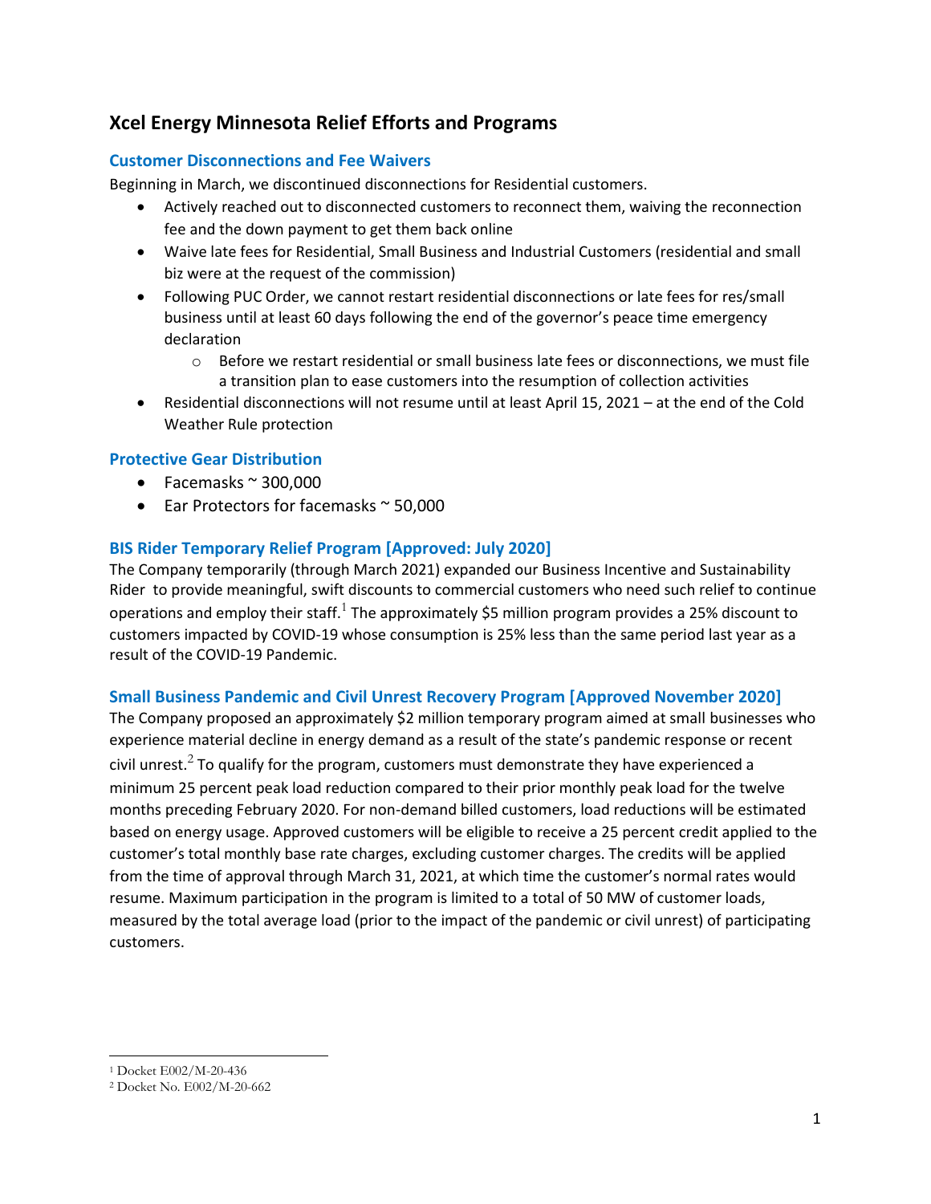# Xcel Energy Minnesota Relief Efforts and Programs

## Customer Disconnections and Fee Waivers

Beginning in March, we discontinued disconnections for Residential customers.

- Actively reached out to disconnected customers to reconnect them, waiving the reconnection fee and the down payment to get them back online
- Waive late fees for Residential, Small Business and Industrial Customers (residential and small biz were at the request of the commission)
- Following PUC Order, we cannot restart residential disconnections or late fees for res/small business until at least 60 days following the end of the governor's peace time emergency declaration
  - Before we restart residential or small business late fees or disconnections, we must file a transition plan to ease customers into the resumption of collection activities
- Residential disconnections will not resume until at least April 15, 2021 – at the end of the Cold Weather Rule protection

## Protective Gear Distribution

- Facemasks ~ 300,000
- Ear Protectors for facemasks ~ 50,000

## BIS Rider Temporary Relief Program [Approved: July 2020]

The Company temporarily (through March 2021) expanded our Business Incentive and Sustainability Rider to provide meaningful, swift discounts to commercial customers who need such relief to continue operations and employ their staff.[1] The approximately $5 million program provides a 25% discount to customers impacted by COVID-19 whose consumption is 25% less than the same period last year as a result of the COVID-19 Pandemic.

## Small Business Pandemic and Civil Unrest Recovery Program [Approved November 2020]

The Company proposed an approximately $2 million temporary program aimed at small businesses who experience material decline in energy demand as a result of the state's pandemic response or recent civil unrest.[2] To qualify for the program, customers must demonstrate they have experienced a minimum 25 percent peak load reduction compared to their prior monthly peak load for the twelve months preceding February 2020. For non-demand billed customers, load reductions will be estimated based on energy usage. Approved customers will be eligible to receive a 25 percent credit applied to the customer's total monthly base rate charges, excluding customer charges. The credits will be applied from the time of approval through March 31, 2021, at which time the customer's normal rates would resume. Maximum participation in the program is limited to a total of 50 MW of customer loads, measured by the total average load (prior to the impact of the pandemic or civil unrest) of participating customers.

---

[1] Docket E002/M-20-436

[2] Docket No. E002/M-20-662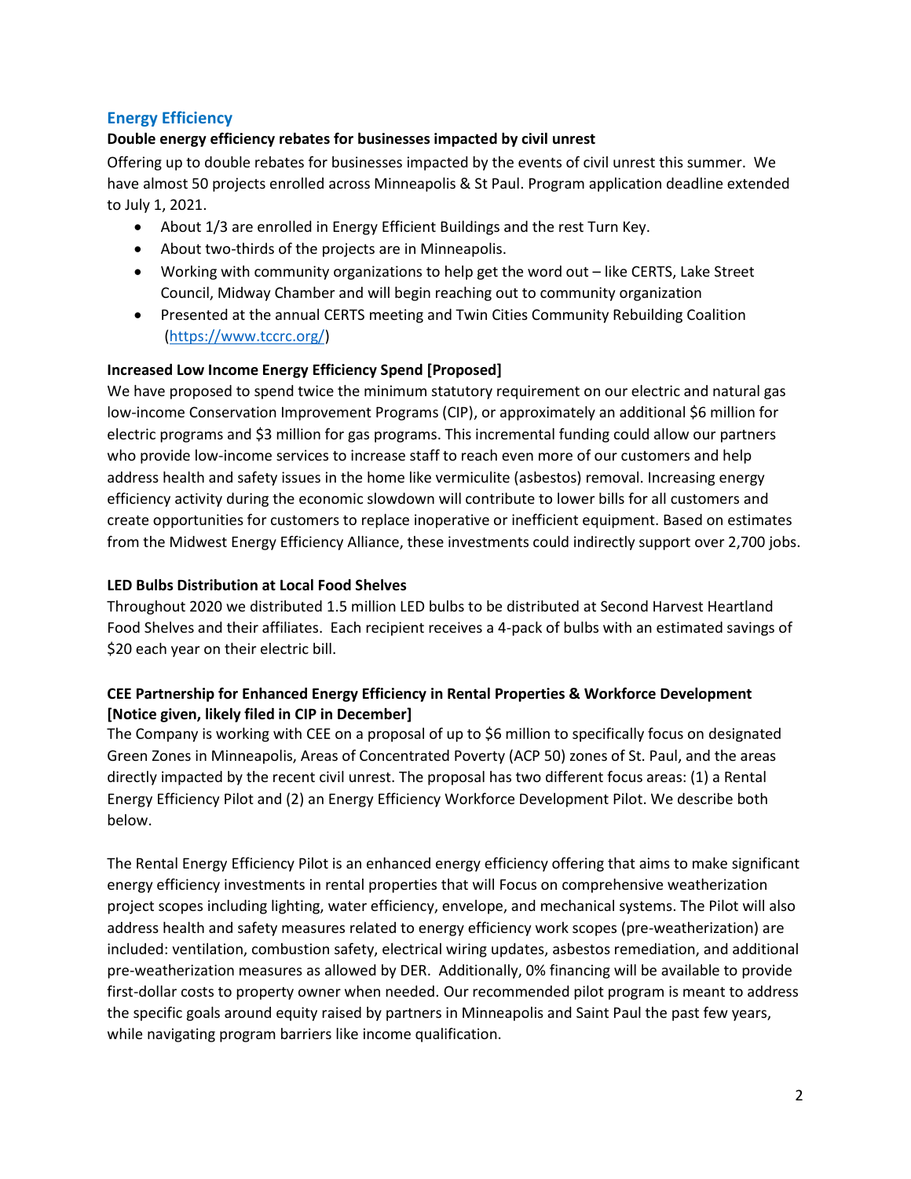## Energy Efficiency

**Double energy efficiency rebates for businesses impacted by civil unrest**

Offering up to double rebates for businesses impacted by the events of civil unrest this summer. We have almost 50 projects enrolled across Minneapolis & St Paul. Program application deadline extended to July 1, 2021.

- About 1/3 are enrolled in Energy Efficient Buildings and the rest Turn Key.
- About two-thirds of the projects are in Minneapolis.
- Working with community organizations to help get the word out – like CERTS, Lake Street Council, Midway Chamber and will begin reaching out to community organization
- Presented at the annual CERTS meeting and Twin Cities Community Rebuilding Coalition (https://www.tccrc.org/)

**Increased Low Income Energy Efficiency Spend [Proposed]**

We have proposed to spend twice the minimum statutory requirement on our electric and natural gas low-income Conservation Improvement Programs (CIP), or approximately an additional $6 million for electric programs and $3 million for gas programs. This incremental funding could allow our partners who provide low-income services to increase staff to reach even more of our customers and help address health and safety issues in the home like vermiculite (asbestos) removal. Increasing energy efficiency activity during the economic slowdown will contribute to lower bills for all customers and create opportunities for customers to replace inoperative or inefficient equipment. Based on estimates from the Midwest Energy Efficiency Alliance, these investments could indirectly support over 2,700 jobs.

**LED Bulbs Distribution at Local Food Shelves**

Throughout 2020 we distributed 1.5 million LED bulbs to be distributed at Second Harvest Heartland Food Shelves and their affiliates. Each recipient receives a 4-pack of bulbs with an estimated savings of $20 each year on their electric bill.

**CEE Partnership for Enhanced Energy Efficiency in Rental Properties & Workforce Development [Notice given, likely filed in CIP in December]**

The Company is working with CEE on a proposal of up to $6 million to specifically focus on designated Green Zones in Minneapolis, Areas of Concentrated Poverty (ACP 50) zones of St. Paul, and the areas directly impacted by the recent civil unrest. The proposal has two different focus areas: (1) a Rental Energy Efficiency Pilot and (2) an Energy Efficiency Workforce Development Pilot. We describe both below.

The Rental Energy Efficiency Pilot is an enhanced energy efficiency offering that aims to make significant energy efficiency investments in rental properties that will Focus on comprehensive weatherization project scopes including lighting, water efficiency, envelope, and mechanical systems. The Pilot will also address health and safety measures related to energy efficiency work scopes (pre-weatherization) are included: ventilation, combustion safety, electrical wiring updates, asbestos remediation, and additional pre-weatherization measures as allowed by DER. Additionally, 0% financing will be available to provide first-dollar costs to property owner when needed. Our recommended pilot program is meant to address the specific goals around equity raised by partners in Minneapolis and Saint Paul the past few years, while navigating program barriers like income qualification.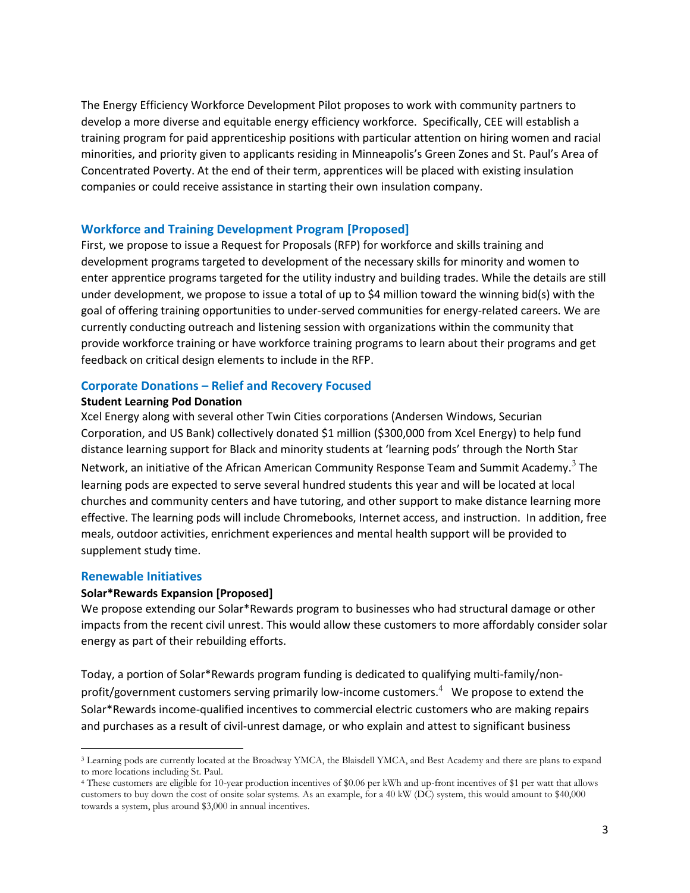The Energy Efficiency Workforce Development Pilot proposes to work with community partners to develop a more diverse and equitable energy efficiency workforce. Specifically, CEE will establish a training program for paid apprenticeship positions with particular attention on hiring women and racial minorities, and priority given to applicants residing in Minneapolis's Green Zones and St. Paul's Area of Concentrated Poverty. At the end of their term, apprentices will be placed with existing insulation companies or could receive assistance in starting their own insulation company.

## Workforce and Training Development Program [Proposed]

First, we propose to issue a Request for Proposals (RFP) for workforce and skills training and development programs targeted to development of the necessary skills for minority and women to enter apprentice programs targeted for the utility industry and building trades. While the details are still under development, we propose to issue a total of up to $4 million toward the winning bid(s) with the goal of offering training opportunities to under-served communities for energy-related careers. We are currently conducting outreach and listening session with organizations within the community that provide workforce training or have workforce training programs to learn about their programs and get feedback on critical design elements to include in the RFP.

## Corporate Donations – Relief and Recovery Focused

### Student Learning Pod Donation

Xcel Energy along with several other Twin Cities corporations (Andersen Windows, Securian Corporation, and US Bank) collectively donated $1 million ($300,000 from Xcel Energy) to help fund distance learning support for Black and minority students at 'learning pods' through the North Star Network, an initiative of the African American Community Response Team and Summit Academy.[3] The learning pods are expected to serve several hundred students this year and will be located at local churches and community centers and have tutoring, and other support to make distance learning more effective. The learning pods will include Chromebooks, Internet access, and instruction. In addition, free meals, outdoor activities, enrichment experiences and mental health support will be provided to supplement study time.

## Renewable Initiatives

### Solar*Rewards Expansion [Proposed]

We propose extending our Solar*Rewards program to businesses who had structural damage or other impacts from the recent civil unrest. This would allow these customers to more affordably consider solar energy as part of their rebuilding efforts.

Today, a portion of Solar*Rewards program funding is dedicated to qualifying multi-family/non-profit/government customers serving primarily low-income customers.[4] We propose to extend the Solar*Rewards income-qualified incentives to commercial electric customers who are making repairs and purchases as a result of civil-unrest damage, or who explain and attest to significant business

---

[3] Learning pods are currently located at the Broadway YMCA, the Blaisdell YMCA, and Best Academy and there are plans to expand to more locations including St. Paul.

[4] These customers are eligible for 10-year production incentives of $0.06 per kWh and up-front incentives of $1 per watt that allows customers to buy down the cost of onsite solar systems. As an example, for a 40 kW (DC) system, this would amount to $40,000 towards a system, plus around $3,000 in annual incentives.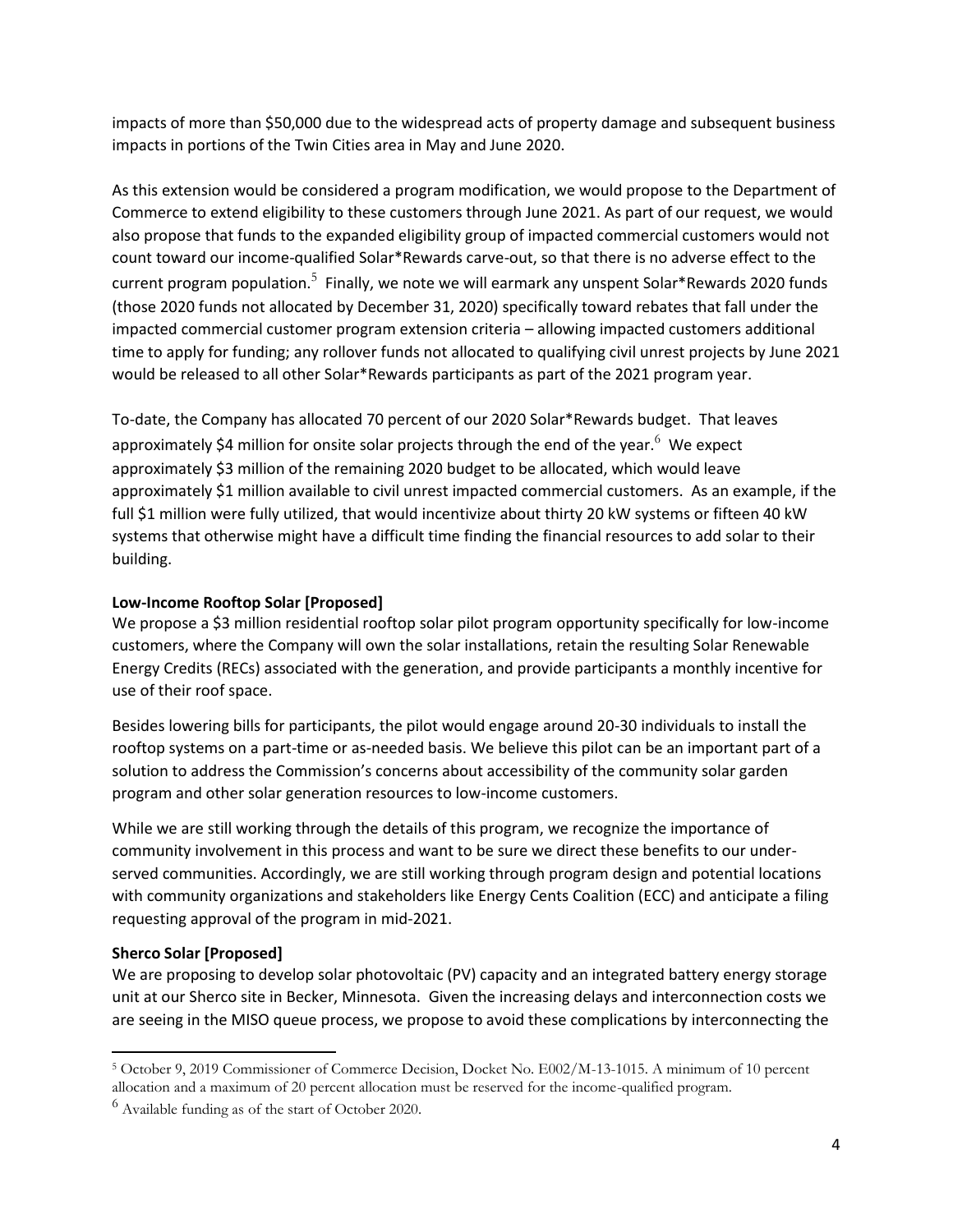impacts of more than $50,000 due to the widespread acts of property damage and subsequent business impacts in portions of the Twin Cities area in May and June 2020.

As this extension would be considered a program modification, we would propose to the Department of Commerce to extend eligibility to these customers through June 2021. As part of our request, we would also propose that funds to the expanded eligibility group of impacted commercial customers would not count toward our income-qualified Solar*Rewards carve-out, so that there is no adverse effect to the current program population.[5] Finally, we note we will earmark any unspent Solar*Rewards 2020 funds (those 2020 funds not allocated by December 31, 2020) specifically toward rebates that fall under the impacted commercial customer program extension criteria – allowing impacted customers additional time to apply for funding; any rollover funds not allocated to qualifying civil unrest projects by June 2021 would be released to all other Solar*Rewards participants as part of the 2021 program year.

To-date, the Company has allocated 70 percent of our 2020 Solar*Rewards budget. That leaves approximately $4 million for onsite solar projects through the end of the year.[6] We expect approximately $3 million of the remaining 2020 budget to be allocated, which would leave approximately $1 million available to civil unrest impacted commercial customers. As an example, if the full $1 million were fully utilized, that would incentivize about thirty 20 kW systems or fifteen 40 kW systems that otherwise might have a difficult time finding the financial resources to add solar to their building.

**Low-Income Rooftop Solar [Proposed]**

We propose a $3 million residential rooftop solar pilot program opportunity specifically for low-income customers, where the Company will own the solar installations, retain the resulting Solar Renewable Energy Credits (RECs) associated with the generation, and provide participants a monthly incentive for use of their roof space.

Besides lowering bills for participants, the pilot would engage around 20-30 individuals to install the rooftop systems on a part-time or as-needed basis. We believe this pilot can be an important part of a solution to address the Commission's concerns about accessibility of the community solar garden program and other solar generation resources to low-income customers.

While we are still working through the details of this program, we recognize the importance of community involvement in this process and want to be sure we direct these benefits to our under-served communities. Accordingly, we are still working through program design and potential locations with community organizations and stakeholders like Energy Cents Coalition (ECC) and anticipate a filing requesting approval of the program in mid-2021.

**Sherco Solar [Proposed]**

We are proposing to develop solar photovoltaic (PV) capacity and an integrated battery energy storage unit at our Sherco site in Becker, Minnesota. Given the increasing delays and interconnection costs we are seeing in the MISO queue process, we propose to avoid these complications by interconnecting the

---

[5] October 9, 2019 Commissioner of Commerce Decision, Docket No. E002/M-13-1015. A minimum of 10 percent allocation and a maximum of 20 percent allocation must be reserved for the income-qualified program.

[6] Available funding as of the start of October 2020.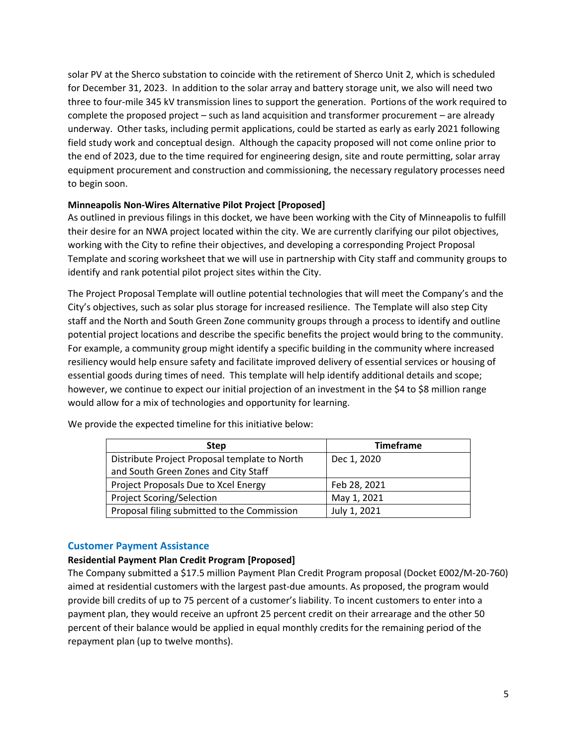solar PV at the Sherco substation to coincide with the retirement of Sherco Unit 2, which is scheduled for December 31, 2023. In addition to the solar array and battery storage unit, we also will need two three to four-mile 345 kV transmission lines to support the generation. Portions of the work required to complete the proposed project – such as land acquisition and transformer procurement – are already underway. Other tasks, including permit applications, could be started as early as early 2021 following field study work and conceptual design. Although the capacity proposed will not come online prior to the end of 2023, due to the time required for engineering design, site and route permitting, solar array equipment procurement and construction and commissioning, the necessary regulatory processes need to begin soon.

**Minneapolis Non-Wires Alternative Pilot Project [Proposed]**

As outlined in previous filings in this docket, we have been working with the City of Minneapolis to fulfill their desire for an NWA project located within the city. We are currently clarifying our pilot objectives, working with the City to refine their objectives, and developing a corresponding Project Proposal Template and scoring worksheet that we will use in partnership with City staff and community groups to identify and rank potential pilot project sites within the City.

The Project Proposal Template will outline potential technologies that will meet the Company's and the City's objectives, such as solar plus storage for increased resilience. The Template will also step City staff and the North and South Green Zone community groups through a process to identify and outline potential project locations and describe the specific benefits the project would bring to the community. For example, a community group might identify a specific building in the community where increased resiliency would help ensure safety and facilitate improved delivery of essential services or housing of essential goods during times of need. This template will help identify additional details and scope; however, we continue to expect our initial projection of an investment in the $4 to $8 million range would allow for a mix of technologies and opportunity for learning.

We provide the expected timeline for this initiative below:

| Step | Timeframe |
|---|---|
| Distribute Project Proposal template to North and South Green Zones and City Staff | Dec 1, 2020 |
| Project Proposals Due to Xcel Energy | Feb 28, 2021 |
| Project Scoring/Selection | May 1, 2021 |
| Proposal filing submitted to the Commission | July 1, 2021 |

## Customer Payment Assistance

**Residential Payment Plan Credit Program [Proposed]**

The Company submitted a $17.5 million Payment Plan Credit Program proposal (Docket E002/M-20-760) aimed at residential customers with the largest past-due amounts. As proposed, the program would provide bill credits of up to 75 percent of a customer's liability. To incent customers to enter into a payment plan, they would receive an upfront 25 percent credit on their arrearage and the other 50 percent of their balance would be applied in equal monthly credits for the remaining period of the repayment plan (up to twelve months).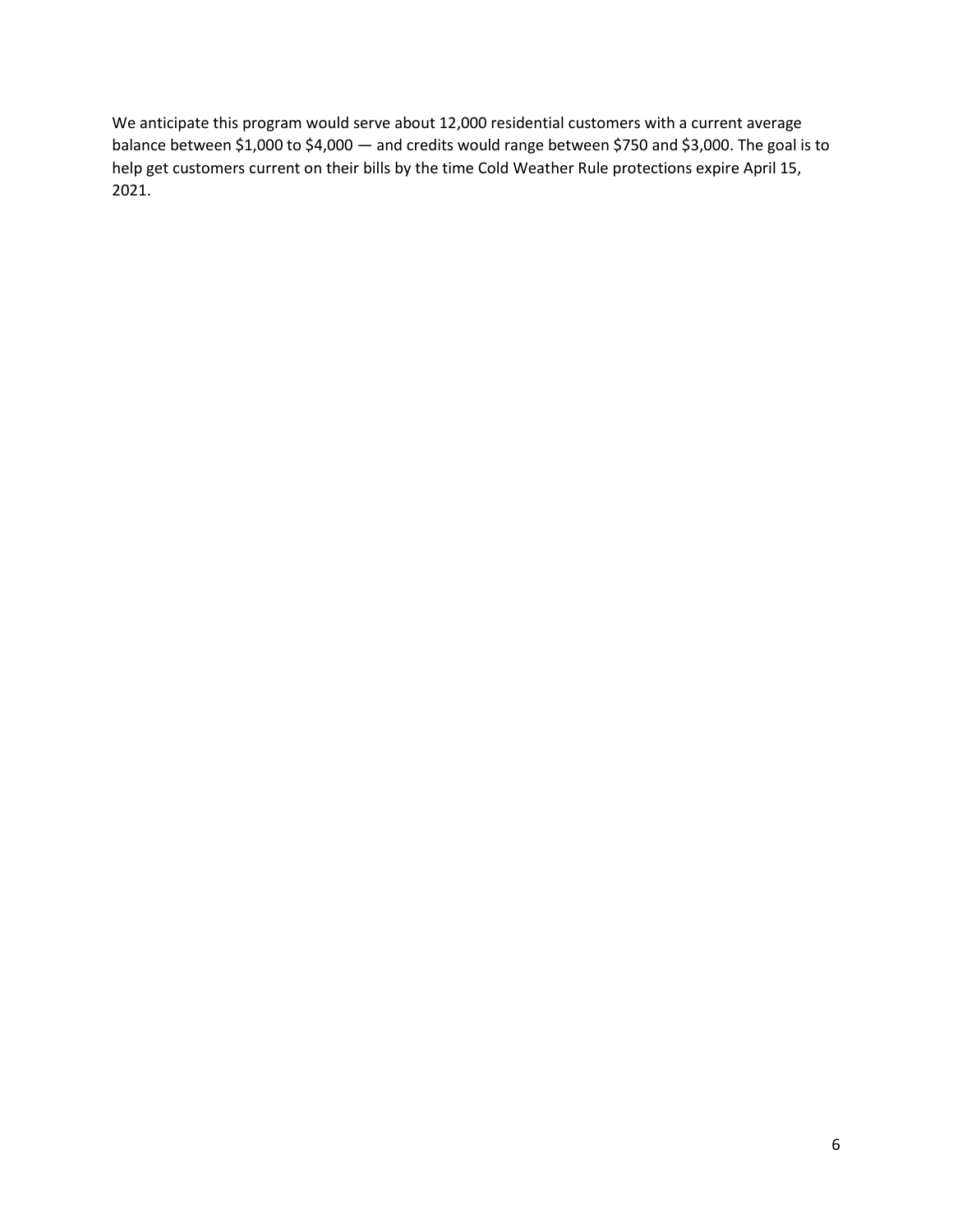We anticipate this program would serve about 12,000 residential customers with a current average balance between $1,000 to $4,000 — and credits would range between $750 and $3,000. The goal is to help get customers current on their bills by the time Cold Weather Rule protections expire April 15, 2021.